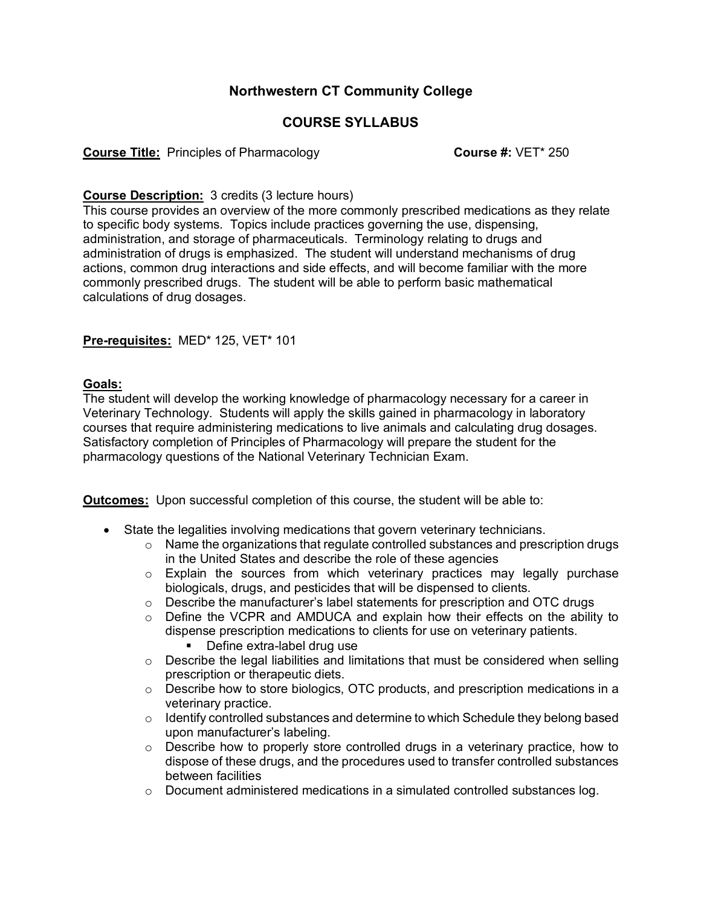# Northwestern CT Community College

## COURSE SYLLABUS

**Course Title:** Principles of Pharmacology **Course #:** VET* 250

**Course Description:** 3 credits (3 lecture hours)
This course provides an overview of the more commonly prescribed medications as they relate to specific body systems. Topics include practices governing the use, dispensing, administration, and storage of pharmaceuticals. Terminology relating to drugs and administration of drugs is emphasized. The student will understand mechanisms of drug actions, common drug interactions and side effects, and will become familiar with the more commonly prescribed drugs. The student will be able to perform basic mathematical calculations of drug dosages.

**Pre-requisites:** MED* 125, VET* 101

**Goals:**
The student will develop the working knowledge of pharmacology necessary for a career in Veterinary Technology. Students will apply the skills gained in pharmacology in laboratory courses that require administering medications to live animals and calculating drug dosages. Satisfactory completion of Principles of Pharmacology will prepare the student for the pharmacology questions of the National Veterinary Technician Exam.

**Outcomes:** Upon successful completion of this course, the student will be able to:

- State the legalities involving medications that govern veterinary technicians.
  - Name the organizations that regulate controlled substances and prescription drugs in the United States and describe the role of these agencies
  - Explain the sources from which veterinary practices may legally purchase biologicals, drugs, and pesticides that will be dispensed to clients.
  - Describe the manufacturer's label statements for prescription and OTC drugs
  - Define the VCPR and AMDUCA and explain how their effects on the ability to dispense prescription medications to clients for use on veterinary patients.
    - Define extra-label drug use
  - Describe the legal liabilities and limitations that must be considered when selling prescription or therapeutic diets.
  - Describe how to store biologics, OTC products, and prescription medications in a veterinary practice.
  - Identify controlled substances and determine to which Schedule they belong based upon manufacturer's labeling.
  - Describe how to properly store controlled drugs in a veterinary practice, how to dispose of these drugs, and the procedures used to transfer controlled substances between facilities
  - Document administered medications in a simulated controlled substances log.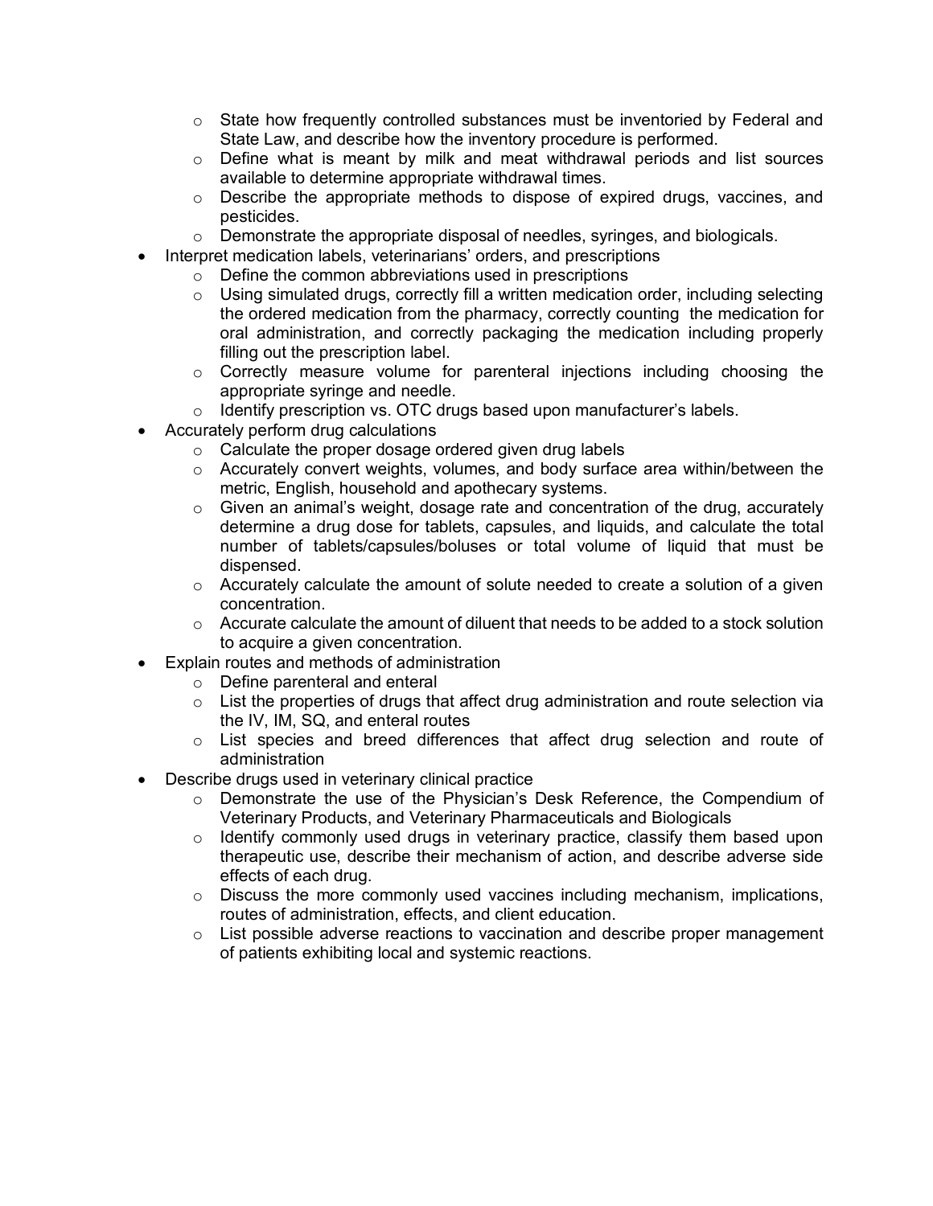- State how frequently controlled substances must be inventoried by Federal and State Law, and describe how the inventory procedure is performed.
  - Define what is meant by milk and meat withdrawal periods and list sources available to determine appropriate withdrawal times.
  - Describe the appropriate methods to dispose of expired drugs, vaccines, and pesticides.
  - Demonstrate the appropriate disposal of needles, syringes, and biologicals.
- Interpret medication labels, veterinarians' orders, and prescriptions
  - Define the common abbreviations used in prescriptions
  - Using simulated drugs, correctly fill a written medication order, including selecting the ordered medication from the pharmacy, correctly counting the medication for oral administration, and correctly packaging the medication including properly filling out the prescription label.
  - Correctly measure volume for parenteral injections including choosing the appropriate syringe and needle.
  - Identify prescription vs. OTC drugs based upon manufacturer's labels.
- Accurately perform drug calculations
  - Calculate the proper dosage ordered given drug labels
  - Accurately convert weights, volumes, and body surface area within/between the metric, English, household and apothecary systems.
  - Given an animal's weight, dosage rate and concentration of the drug, accurately determine a drug dose for tablets, capsules, and liquids, and calculate the total number of tablets/capsules/boluses or total volume of liquid that must be dispensed.
  - Accurately calculate the amount of solute needed to create a solution of a given concentration.
  - Accurate calculate the amount of diluent that needs to be added to a stock solution to acquire a given concentration.
- Explain routes and methods of administration
  - Define parenteral and enteral
  - List the properties of drugs that affect drug administration and route selection via the IV, IM, SQ, and enteral routes
  - List species and breed differences that affect drug selection and route of administration
- Describe drugs used in veterinary clinical practice
  - Demonstrate the use of the Physician's Desk Reference, the Compendium of Veterinary Products, and Veterinary Pharmaceuticals and Biologicals
  - Identify commonly used drugs in veterinary practice, classify them based upon therapeutic use, describe their mechanism of action, and describe adverse side effects of each drug.
  - Discuss the more commonly used vaccines including mechanism, implications, routes of administration, effects, and client education.
  - List possible adverse reactions to vaccination and describe proper management of patients exhibiting local and systemic reactions.